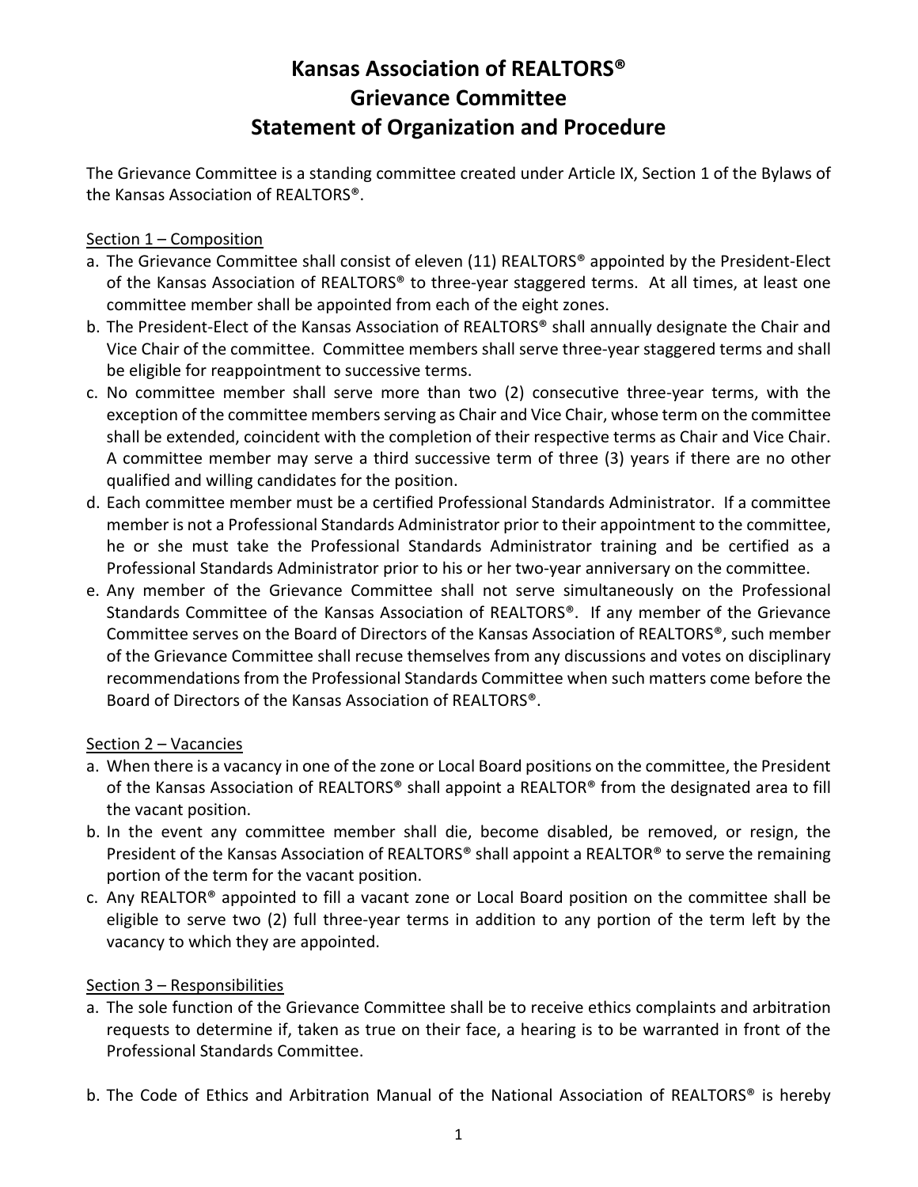# Kansas Association of REALTORS®
# Grievance Committee
# Statement of Organization and Procedure

The Grievance Committee is a standing committee created under Article IX, Section 1 of the Bylaws of the Kansas Association of REALTORS®.

## Section 1 – Composition

a. The Grievance Committee shall consist of eleven (11) REALTORS® appointed by the President-Elect of the Kansas Association of REALTORS® to three-year staggered terms. At all times, at least one committee member shall be appointed from each of the eight zones.

b. The President-Elect of the Kansas Association of REALTORS® shall annually designate the Chair and Vice Chair of the committee. Committee members shall serve three-year staggered terms and shall be eligible for reappointment to successive terms.

c. No committee member shall serve more than two (2) consecutive three-year terms, with the exception of the committee members serving as Chair and Vice Chair, whose term on the committee shall be extended, coincident with the completion of their respective terms as Chair and Vice Chair. A committee member may serve a third successive term of three (3) years if there are no other qualified and willing candidates for the position.

d. Each committee member must be a certified Professional Standards Administrator. If a committee member is not a Professional Standards Administrator prior to their appointment to the committee, he or she must take the Professional Standards Administrator training and be certified as a Professional Standards Administrator prior to his or her two-year anniversary on the committee.

e. Any member of the Grievance Committee shall not serve simultaneously on the Professional Standards Committee of the Kansas Association of REALTORS®. If any member of the Grievance Committee serves on the Board of Directors of the Kansas Association of REALTORS®, such member of the Grievance Committee shall recuse themselves from any discussions and votes on disciplinary recommendations from the Professional Standards Committee when such matters come before the Board of Directors of the Kansas Association of REALTORS®.

## Section 2 – Vacancies

a. When there is a vacancy in one of the zone or Local Board positions on the committee, the President of the Kansas Association of REALTORS® shall appoint a REALTOR® from the designated area to fill the vacant position.

b. In the event any committee member shall die, become disabled, be removed, or resign, the President of the Kansas Association of REALTORS® shall appoint a REALTOR® to serve the remaining portion of the term for the vacant position.

c. Any REALTOR® appointed to fill a vacant zone or Local Board position on the committee shall be eligible to serve two (2) full three-year terms in addition to any portion of the term left by the vacancy to which they are appointed.

## Section 3 – Responsibilities

a. The sole function of the Grievance Committee shall be to receive ethics complaints and arbitration requests to determine if, taken as true on their face, a hearing is to be warranted in front of the Professional Standards Committee.

b. The Code of Ethics and Arbitration Manual of the National Association of REALTORS® is hereby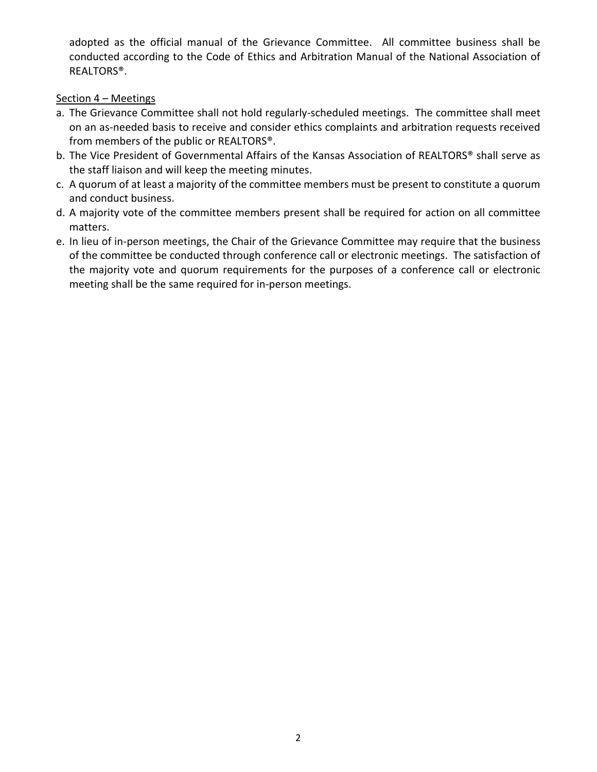adopted as the official manual of the Grievance Committee. All committee business shall be conducted according to the Code of Ethics and Arbitration Manual of the National Association of REALTORS®.

Section 4 – Meetings

a. The Grievance Committee shall not hold regularly-scheduled meetings. The committee shall meet on an as-needed basis to receive and consider ethics complaints and arbitration requests received from members of the public or REALTORS®.
b. The Vice President of Governmental Affairs of the Kansas Association of REALTORS® shall serve as the staff liaison and will keep the meeting minutes.
c. A quorum of at least a majority of the committee members must be present to constitute a quorum and conduct business.
d. A majority vote of the committee members present shall be required for action on all committee matters.
e. In lieu of in-person meetings, the Chair of the Grievance Committee may require that the business of the committee be conducted through conference call or electronic meetings. The satisfaction of the majority vote and quorum requirements for the purposes of a conference call or electronic meeting shall be the same required for in-person meetings.